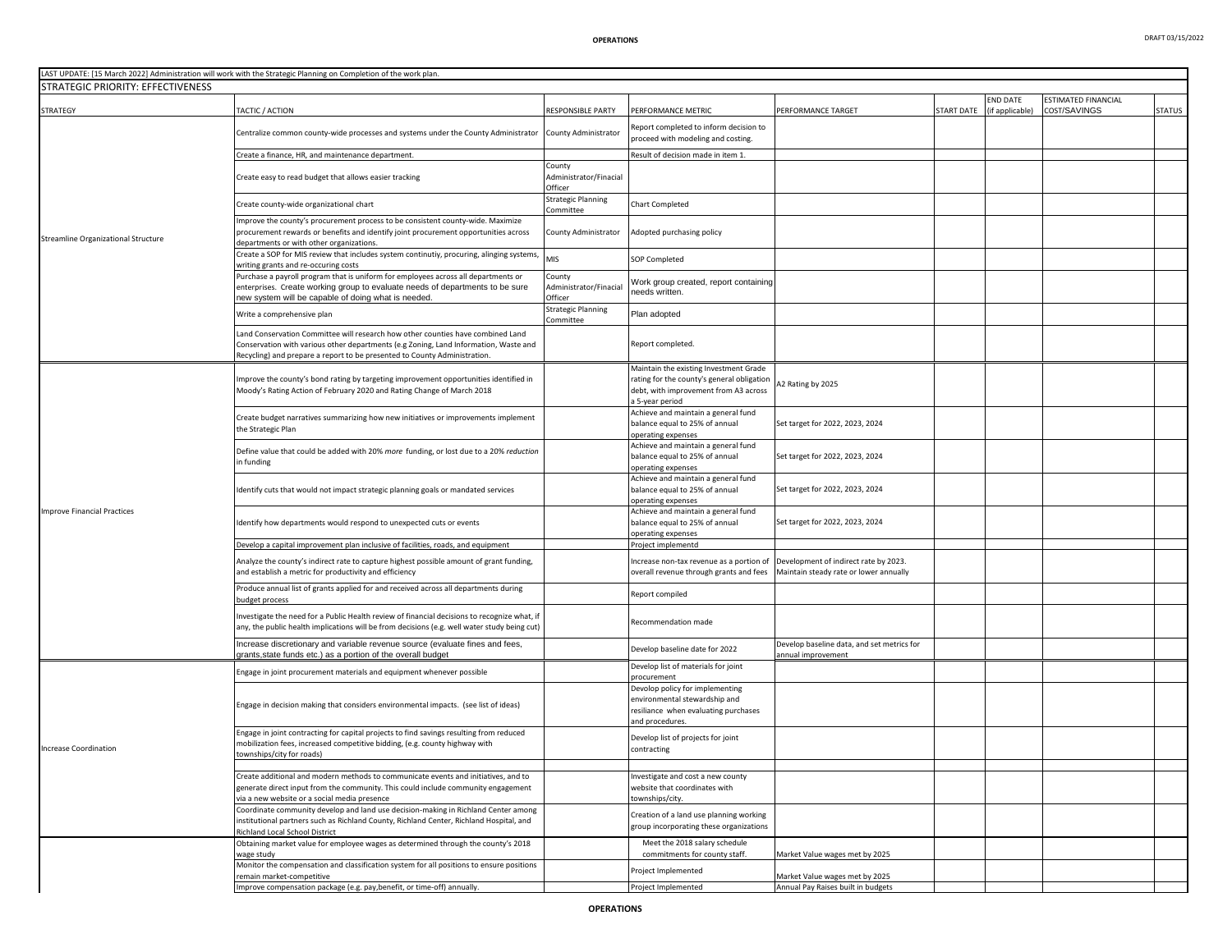LAST UPDATE: [15 March 2022] Administration will work with the Strategic Planning on Completion of the work plan.

## STRATEGIC PRIORITY: EFFECTIVENESS

| STRATEGY | TACTIC / ACTION | RESPONSIBLE PARTY | PERFORMANCE METRIC | PERFORMANCE TARGET | START DATE | END DATE (if applicable) | ESTIMATED FINANCIAL COST/SAVINGS | STATUS |
|---|---|---|---|---|---|---|---|---|
| Streamline Organizational Structure | Centralize common county-wide processes and systems under the County Administrator | County Administrator | Report completed to inform decision to proceed with modeling and costing. | | | | | |
| | Create a finance, HR, and maintenance department. | | Result of decision made in item 1. | | | | | |
| | Create easy to read budget that allows easier tracking | County Administrator/Finacial Officer | | | | | | |
| | Create county-wide organizational chart | Strategic Planning Committee | Chart Completed | | | | | |
| | Improve the county's procurement process to be consistent county-wide. Maximize procurement rewards or benefits and identify joint procurement opportunities across departments or with other organizations. | County Administrator | Adopted purchasing policy | | | | | |
| | Create a SOP for MIS review that includes system continutiy, procuring, alinging systems, writing grants and re-occuring costs | MIS | SOP Completed | | | | | |
| | Purchase a payroll program that is uniform for employees across all departments or enterprises. Create working group to evaluate needs of departments to be sure new system will be capable of doing what is needed. | County Administrator/Finacial Officer | Work group created, report containing needs written. | | | | | |
| | Write a comprehensive plan | Strategic Planning Committee | Plan adopted | | | | | |
| | Land Conservation Committee will research how other counties have combined Land Conservation with various other departments (e.g Zoning, Land Information, Waste and Recycling) and prepare a report to be presented to County Administration. | | Report completed. | | | | | |
| Improve Financial Practices | Improve the county's bond rating by targeting improvement opportunities identified in Moody's Rating Action of February 2020 and Rating Change of March 2018 | | Maintain the existing Investment Grade rating for the county's general obligation debt, with improvement from A3 across a 5-year period | A2 Rating by 2025 | | | | |
| | Create budget narratives summarizing how new initiatives or improvements implement the Strategic Plan | | Achieve and maintain a general fund balance equal to 25% of annual operating expenses | Set target for 2022, 2023, 2024 | | | | |
| | Define value that could be added with 20% *more* funding, or lost due to a 20% *reduction* in funding | | Achieve and maintain a general fund balance equal to 25% of annual operating expenses | Set target for 2022, 2023, 2024 | | | | |
| | Identify cuts that would not impact strategic planning goals or mandated services | | Achieve and maintain a general fund balance equal to 25% of annual operating expenses | Set target for 2022, 2023, 2024 | | | | |
| | Identify how departments would respond to unexpected cuts or events | | Achieve and maintain a general fund balance equal to 25% of annual operating expenses | Set target for 2022, 2023, 2024 | | | | |
| | Develop a capital improvement plan inclusive of facilities, roads, and equipment | | Project implementd | | | | | |
| | Analyze the county's indirect rate to capture highest possible amount of grant funding, and establish a metric for productivity and efficiency | | Increase non-tax revenue as a portion of overall revenue through grants and fees | Development of indirect rate by 2023. Maintain steady rate or lower annually | | | | |
| | Produce annual list of grants applied for and received across all departments during budget process | | Report compiled | | | | | |
| | Investigate the need for a Public Health review of financial decisions to recognize what, if any, the public health implications will be from decisions (e.g. well water study being cut) | | Recommendation made | | | | | |
| | Increase discretionary and variable revenue source (evaluate fines and fees, grants,state funds etc.) as a portion of the overall budget | | Develop baseline date for 2022 | Develop baseline data, and set metrics for annual improvement | | | | |
| Increase Coordination | Engage in joint procurement materials and equipment whenever possible | | Develop list of materials for joint procurement | | | | | |
| | Engage in decision making that considers environmental impacts. (see list of ideas) | | Devolop policy for implementing environmental stewardship and resiliance when evaluating purchases and procedures. | | | | | |
| | Engage in joint contracting for capital projects to find savings resulting from reduced mobilization fees, increased competitive bidding, (e.g. county highway with townships/city for roads) | | Develop list of projects for joint contracting | | | | | |
| | | | | | | | | |
| | Create additional and modern methods to communicate events and initiatives, and to generate direct input from the community. This could include community engagement via a new website or a social media presence | | Investigate and cost a new county website that coordinates with townships/city. | | | | | |
| | Coordinate community develop and land use decision-making in Richland Center among institutional partners such as Richland County, Richland Center, Richland Hospital, and Richland Local School District | | Creation of a land use planning working group incorporating these organizations | | | | | |
| | Obtaining market value for employee wages as determined through the county's 2018 wage study | | Meet the 2018 salary schedule commitments for county staff. | Market Value wages met by 2025 | | | | |
| | Monitor the compensation and classification system for all positions to ensure positions remain market-competitive | | Project Implemented | Market Value wages met by 2025 | | | | |
| | Improve compensation package (e.g. pay,benefit, or time-off) annually. | | Project Implemented | Annual Pay Raises built in budgets | | | | |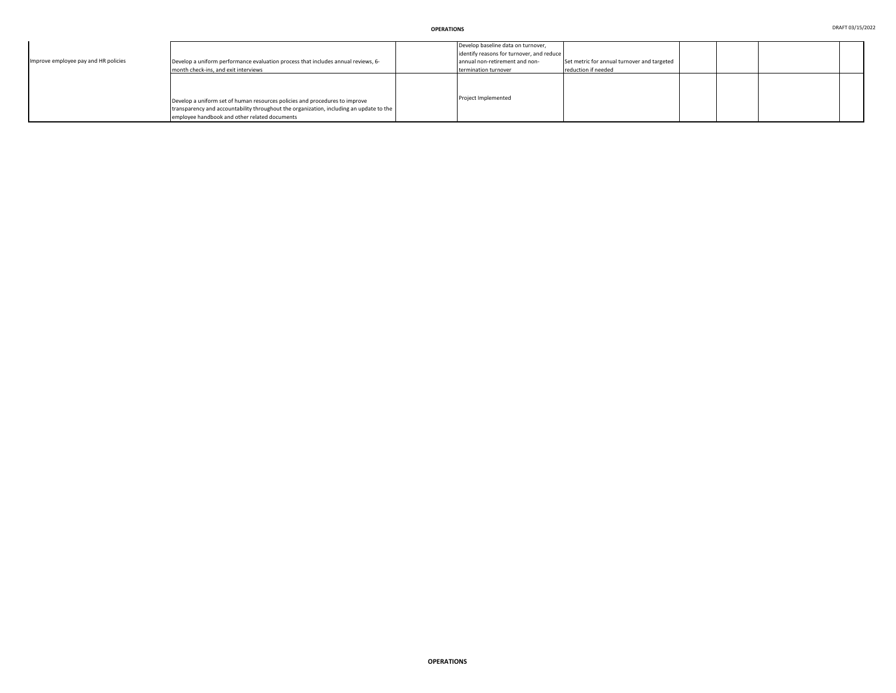| | | | | | | | | |
|---|---|---|---|---|---|---|---|---|
| Improve employee pay and HR policies | Develop a uniform performance evaluation process that includes annual reviews, 6-month check-ins, and exit interviews | | Develop baseline data on turnover, identify reasons for turnover, and reduce annual non-retirement and non-termination turnover | Set metric for annual turnover and targeted reduction if needed | | | | |
| | Develop a uniform set of human resources policies and procedures to improve transparency and accountability throughout the organization, including an update to the employee handbook and other related documents | | Project Implemented | | | | | |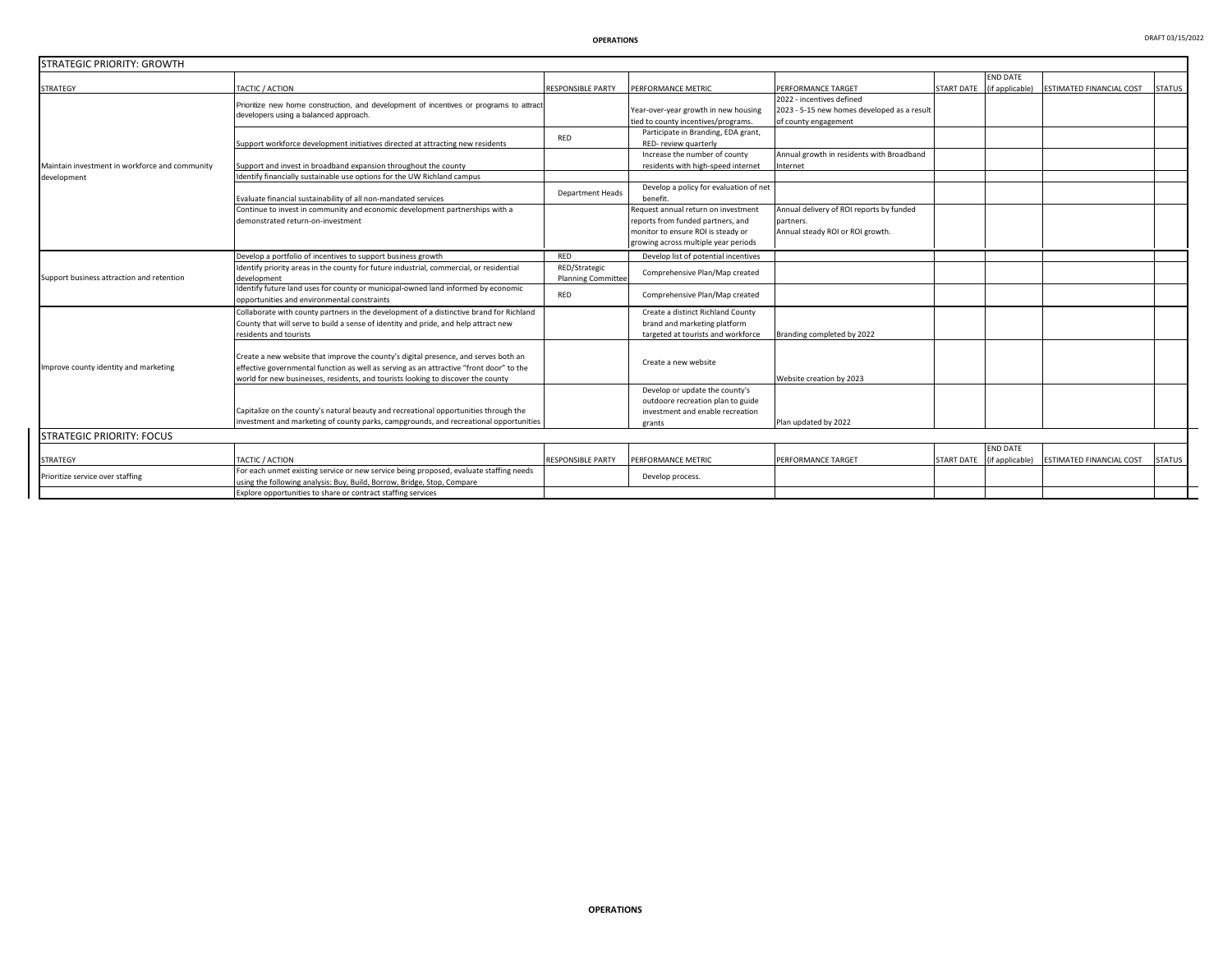## STRATEGIC PRIORITY: GROWTH

| STRATEGY | TACTIC / ACTION | RESPONSIBLE PARTY | PERFORMANCE METRIC | PERFORMANCE TARGET | START DATE | END DATE (if applicable) | ESTIMATED FINANCIAL COST | STATUS |
|---|---|---|---|---|---|---|---|---|
| Maintain investment in workforce and community development | Prioritize new home construction, and development of incentives or programs to attract developers using a balanced approach. | | Year-over-year growth in new housing tied to county incentives/programs. | 2022 - incentives defined<br>2023 - 5-15 new homes developed as a result of county engagement | | | | |
| | Support workforce development initiatives directed at attracting new residents | RED | Participate in Branding, EDA grant, RED- review quarterly | | | | | |
| | Support and invest in broadband expansion throughout the county | | Increase the number of county residents with high-speed internet | Annual growth in residents with Broadband Internet | | | | |
| | Identify financially sustainable use options for the UW Richland campus | | | | | | | |
| | Evaluate financial sustainability of all non-mandated services | Department Heads | Develop a policy for evaluation of net benefit. | | | | | |
| | Continue to invest in community and economic development partnerships with a demonstrated return-on-investment | | Request annual return on investment reports from funded partners, and monitor to ensure ROI is steady or growing across multiple year periods | Annual delivery of ROI reports by funded partners.<br>Annual steady ROI or ROI growth. | | | | |
| Support business attraction and retention | Develop a portfolio of incentives to support business growth | RED | Develop list of potential incentives | | | | | |
| | Identify priority areas in the county for future industrial, commercial, or residential development | RED/Strategic Planning Committee | Comprehensive Plan/Map created | | | | | |
| | Identify future land uses for county or municipal-owned land informed by economic opportunities and environmental constraints | RED | Comprehensive Plan/Map created | | | | | |
| Improve county identity and marketing | Collaborate with county partners in the development of a distinctive brand for Richland County that will serve to build a sense of identity and pride, and help attract new residents and tourists | | Create a distinct Richland County brand and marketing platform targeted at tourists and workforce | Branding completed by 2022 | | | | |
| | Create a new website that improve the county's digital presence, and serves both an effective governmental function as well as serving as an attractive "front door" to the world for new businesses, residents, and tourists looking to discover the county | | Create a new website | Website creation by 2023 | | | | |
| | Capitalize on the county's natural beauty and recreational opportunities through the investment and marketing of county parks, campgrounds, and recreational opportunities | | Develop or update the county's outdoore recreation plan to guide investment and enable recreation grants | Plan updated by 2022 | | | | |

## STRATEGIC PRIORITY: FOCUS

| STRATEGY | TACTIC / ACTION | RESPONSIBLE PARTY | PERFORMANCE METRIC | PERFORMANCE TARGET | START DATE | END DATE (if applicable) | ESTIMATED FINANCIAL COST | STATUS |
|---|---|---|---|---|---|---|---|---|
| Prioritize service over staffing | For each unmet existing service or new service being proposed, evaluate staffing needs using the following analysis: Buy, Build, Borrow, Bridge, Stop, Compare | | Develop process. | | | | | |
| | Explore opportunities to share or contract staffing services | | | | | | | |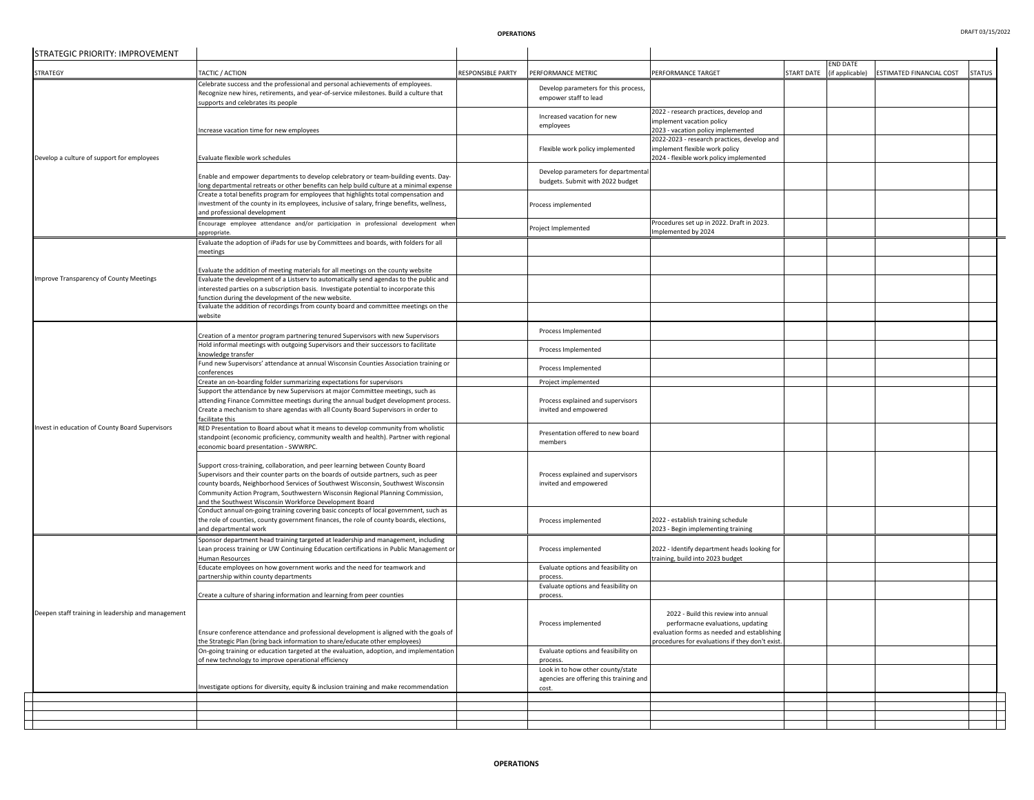## STRATEGIC PRIORITY: IMPROVEMENT

| STRATEGY | TACTIC / ACTION | RESPONSIBLE PARTY | PERFORMANCE METRIC | PERFORMANCE TARGET | START DATE | END DATE (if applicable) | ESTIMATED FINANCIAL COST | STATUS |
|---|---|---|---|---|---|---|---|---|
| Develop a culture of support for employees | Celebrate success and the professional and personal achievements of employees. Recognize new hires, retirements, and year-of-service milestones. Build a culture that supports and celebrates its people | | Develop parameters for this process, empower staff to lead | | | | | |
| | Increase vacation time for new employees | | Increased vacation for new employees | 2022 - research practices, develop and implement vacation policy<br>2023 - vacation policy implemented | | | | |
| | Evaluate flexible work schedules | | Flexible work policy implemented | 2022-2023 - research practices, develop and implement flexible work policy<br>2024 - flexible work policy implemented | | | | |
| | Enable and empower departments to develop celebratory or team-building events. Day-long departmental retreats or other benefits can help build culture at a minimal expense | | Develop parameters for departmental budgets. Submit with 2022 budget | | | | | |
| | Create a total benefits program for employees that highlights total compensation and investment of the county in its employees, inclusive of salary, fringe benefits, wellness, and professional development | | Process implemented | | | | | |
| | Encourage employee attendance and/or participation in professional development when appropriate. | | Project Implemented | Procedures set up in 2022. Draft in 2023. Implemented by 2024 | | | | |
| Improve Transparency of County Meetings | Evaluate the adoption of iPads for use by Committees and boards, with folders for all meetings | | | | | | | |
| | Evaluate the addition of meeting materials for all meetings on the county website | | | | | | | |
| | Evaluate the development of a Listserv to automatically send agendas to the public and interested parties on a subscription basis. Investigate potential to incorporate this function during the development of the new website. | | | | | | | |
| | Evaluate the addition of recordings from county board and committee meetings on the website | | | | | | | |
| Invest in education of County Board Supervisors | Creation of a mentor program partnering tenured Supervisors with new Supervisors | | Process Implemented | | | | | |
| | Hold informal meetings with outgoing Supervisors and their successors to facilitate knowledge transfer | | Process Implemented | | | | | |
| | Fund new Supervisors' attendance at annual Wisconsin Counties Association training or conferences | | Process Implemented | | | | | |
| | Create an on-boarding folder summarizing expectations for supervisors | | Project implemented | | | | | |
| | Support the attendance by new Supervisors at major Committee meetings, such as attending Finance Committee meetings during the annual budget development process. Create a mechanism to share agendas with all County Board Supervisors in order to facilitate this | | Process explained and supervisors invited and empowered | | | | | |
| | RED Presentation to Board about what it means to develop community from wholistic standpoint (economic proficiency, community wealth and health). Partner with regional economic board presentation - SWWRPC. | | Presentation offered to new board members | | | | | |
| | Support cross-training, collaboration, and peer learning between County Board Supervisors and their counter parts on the boards of outside partners, such as peer county boards, Neighborhood Services of Southwest Wisconsin, Southwest Wisconsin Community Action Program, Southwestern Wisconsin Regional Planning Commission, and the Southwest Wisconsin Workforce Development Board | | Process explained and supervisors invited and empowered | | | | | |
| | Conduct annual on-going training covering basic concepts of local government, such as the role of counties, county government finances, the role of county boards, elections, and departmental work | | Process implemented | 2022 - establish training schedule<br>2023 - Begin implementing training | | | | |
| Deepen staff training in leadership and management | Sponsor department head training targeted at leadership and management, including Lean process training or UW Continuing Education certifications in Public Management or Human Resources | | Process implemented | 2022 - Identify department heads looking for training, build into 2023 budget | | | | |
| | Educate employees on how government works and the need for teamwork and partnership within county departments | | Evaluate options and feasibility on process. | | | | | |
| | Create a culture of sharing information and learning from peer counties | | Evaluate options and feasibility on process. | | | | | |
| | Ensure conference attendance and professional development is aligned with the goals of the Strategic Plan (bring back information to share/educate other employees) | | Process implemented | 2022 - Build this review into annual performacne evaluations, updating evaluation forms as needed and establishing procedures for evaluations if they don't exist. | | | | |
| | On-going training or education targeted at the evaluation, adoption, and implementation of new technology to improve operational efficiency | | Evaluate options and feasibility on process. | | | | | |
| | Investigate options for diversity, equity & inclusion training and make recommendation | | Look in to how other county/state agencies are offering this training and cost. | | | | | |